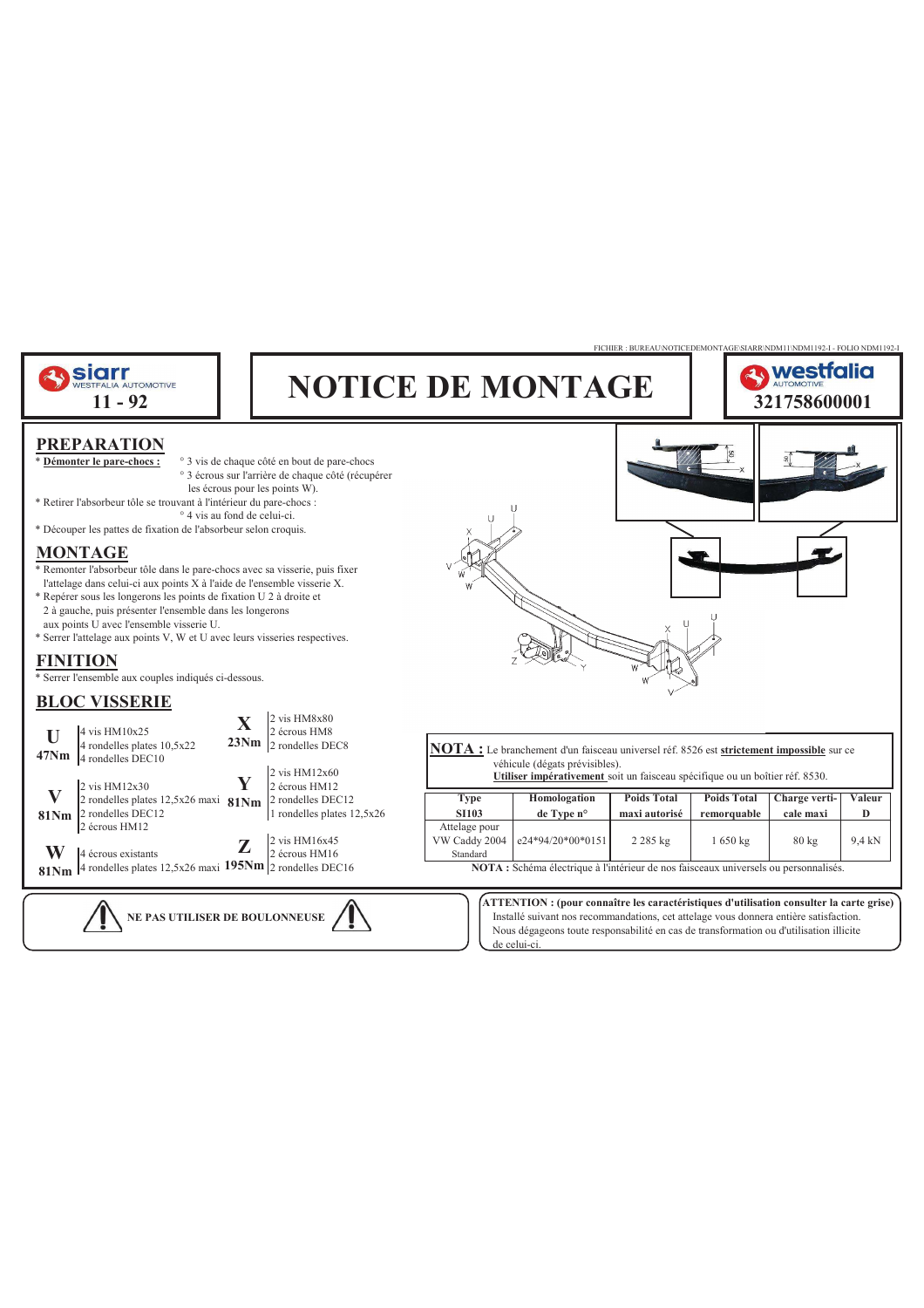FICHIER : BUREAU\NOTICEDEMONTAGE\SIARR\NDM11\NDM1192-1 - FOLIO NDM1192-1

siarr WESTFALIA AUTOMOTIVE

**11 - 92**

# NOTICE DE MONTAGE

westfalia AUTOMOTIVE

**321758600001**

## PREPARATION

* **Démonter le pare-chocs :**
  ° 3 vis de chaque côté en bout de pare-chocs
  ° 3 écrous sur l'arrière de chaque côté (récupérer les écrous pour les points W).
* Retirer l'absorbeur tôle se trouvant à l'intérieur du pare-chocs :
  ° 4 vis au fond de celui-ci.
* Découper les pattes de fixation de l'absorbeur selon croquis.

## MONTAGE

* Remonter l'absorbeur tôle dans le pare-chocs avec sa visserie, puis fixer l'attelage dans celui-ci aux points X à l'aide de l'ensemble visserie X.
* Repérer sous les longerons les points de fixation U 2 à droite et 2 à gauche, puis présenter l'ensemble dans les longerons aux points U avec l'ensemble visserie U.
* Serrer l'attelage aux points V, W et U avec leurs visseries respectives.

## FINITION

* Serrer l'ensemble aux couples indiqués ci-dessous.

## BLOC VISSERIE

**U** **47Nm**
- 4 vis HM10x25
- 4 rondelles plates 10,5x22
- 4 rondelles DEC10

**V** **81Nm**
- 2 vis HM12x30
- 2 rondelles plates 12,5x26 maxi
- 2 rondelles DEC12
- 2 écrous HM12

**W** **81Nm**
- 4 écrous existants
- 4 rondelles plates 12,5x26 maxi

**X** **23Nm**
- 2 vis HM8x80
- 2 écrous HM8
- 2 rondelles DEC8

**Y** **81Nm**
- 2 vis HM12x60
- 2 écrous HM12
- 2 rondelles DEC12
- 1 rondelles plates 12,5x26

**Z** **195Nm**
- 2 vis HM16x45
- 2 écrous HM16
- 2 rondelles DEC16

**NOTA :** Le branchement d'un faisceau universel réf. 8526 est **strictement impossible** sur ce véhicule (dégats prévisibles).
**Utiliser impérativement** soit un faisceau spécifique ou un boîtier réf. 8530.

| Type SI103 | Homologation de Type n° | Poids Total maxi autorisé | Poids Total remorquable | Charge verticale maxi | Valeur D |
|---|---|---|---|---|---|
| Attelage pour VW Caddy 2004 Standard | e24*94/20*00*0151 | 2 285 kg | 1 650 kg | 80 kg | 9,4 kN |

**NOTA :** Schéma électrique à l'intérieur de nos faisceaux universels ou personnalisés.

**NE PAS UTILISER DE BOULONNEUSE**

**ATTENTION : (pour connaître les caractéristiques d'utilisation consulter la carte grise)**
Installé suivant nos recommandations, cet attelage vous donnera entière satisfaction.
Nous dégageons toute responsabilité en cas de transformation ou d'utilisation illicite de celui-ci.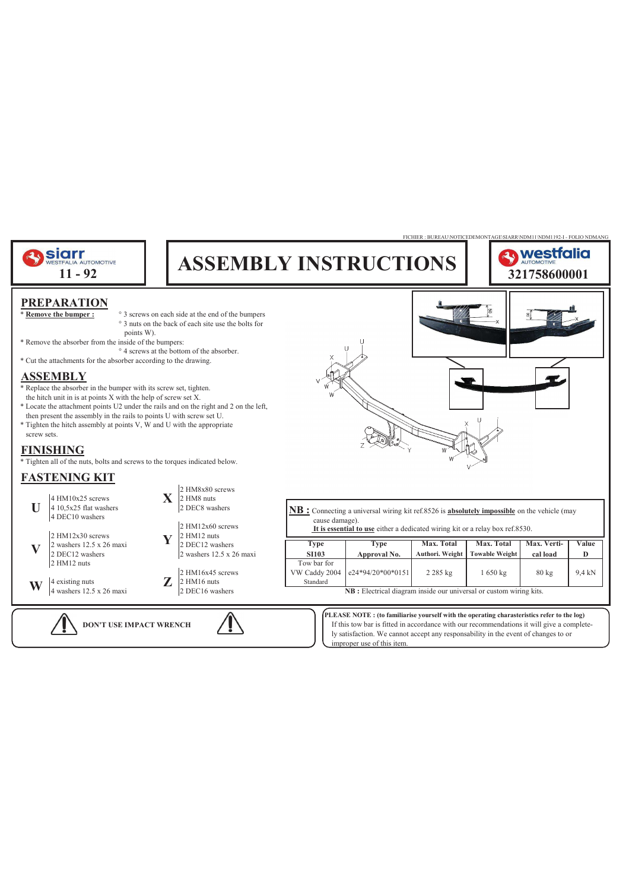FICHIER : BUREAU\NOTICEDEMONTAGE\SIARR\NDM11\NDM1192-I - FOLIO NDMANG

siarr WESTFALIA AUTOMOTIVE **11 - 92**

# ASSEMBLY INSTRUCTIONS

westfalia AUTOMOTIVE **321758600001**

## PREPARATION

* **Remove the bumper :**
  ° 3 screws on each side at the end of the bumpers
  ° 3 nuts on the back of each site use the bolts for points W).
* Remove the absorber from the inside of the bumpers:
  ° 4 screws at the bottom of the absorber.
* Cut the attachments for the absorber according to the drawing.

## ASSEMBLY

* Replace the absorber in the bumper with its screw set, tighten. the hitch unit in is at points X with the help of screw set X.
* Locate the attachment points U2 under the rails and on the right and 2 on the left, then present the assembly in the rails to points U with screw set U.
* Tighten the hitch assembly at points V, W and U with the appropriate screw sets.

## FINISHING

* Tighten all of the nuts, bolts and screws to the torques indicated below.

## FASTENING KIT

**U**
- 4 HM10x25 screws
- 4 10,5x25 flat washers
- 4 DEC10 washers

**V**
- 2 HM12x30 screws
- 2 washers 12.5 x 26 maxi
- 2 DEC12 washers
- 2 HM12 nuts

**W**
- 4 existing nuts
- 4 washers 12.5 x 26 maxi

**X**
- 2 HM8x80 screws
- 2 HM8 nuts
- 2 DEC8 washers

**Y**
- 2 HM12x60 screws
- 2 HM12 nuts
- 2 DEC12 washers
- 2 washers 12.5 x 26 maxi

**Z**
- 2 HM16x45 screws
- 2 HM16 nuts
- 2 DEC16 washers

**NB :** Connecting a universal wiring kit ref.8526 is **absolutely impossible** on the vehicle (may cause damage).
**It is essential to use** either a dedicated wiring kit or a relay box ref.8530.

| Type SI103 | Type Approval No. | Max. Total Authori. Weight | Max. Total Towable Weight | Max. Vertical load | Value D |
|---|---|---|---|---|---|
| Tow bar for VW Caddy 2004 Standard | e24*94/20*00*0151 | 2 285 kg | 1 650 kg | 80 kg | 9,4 kN |

**NB :** Electrical diagram inside our universal or custom wiring kits.

**DON'T USE IMPACT WRENCH**

**PLEASE NOTE : (to familiarise yourself with the operating charasteristics refer to the log)**
If this tow bar is fitted in accordance with our recommendations it will give a completely satisfaction. We cannot accept any responsability in the event of changes to or improper use of this item.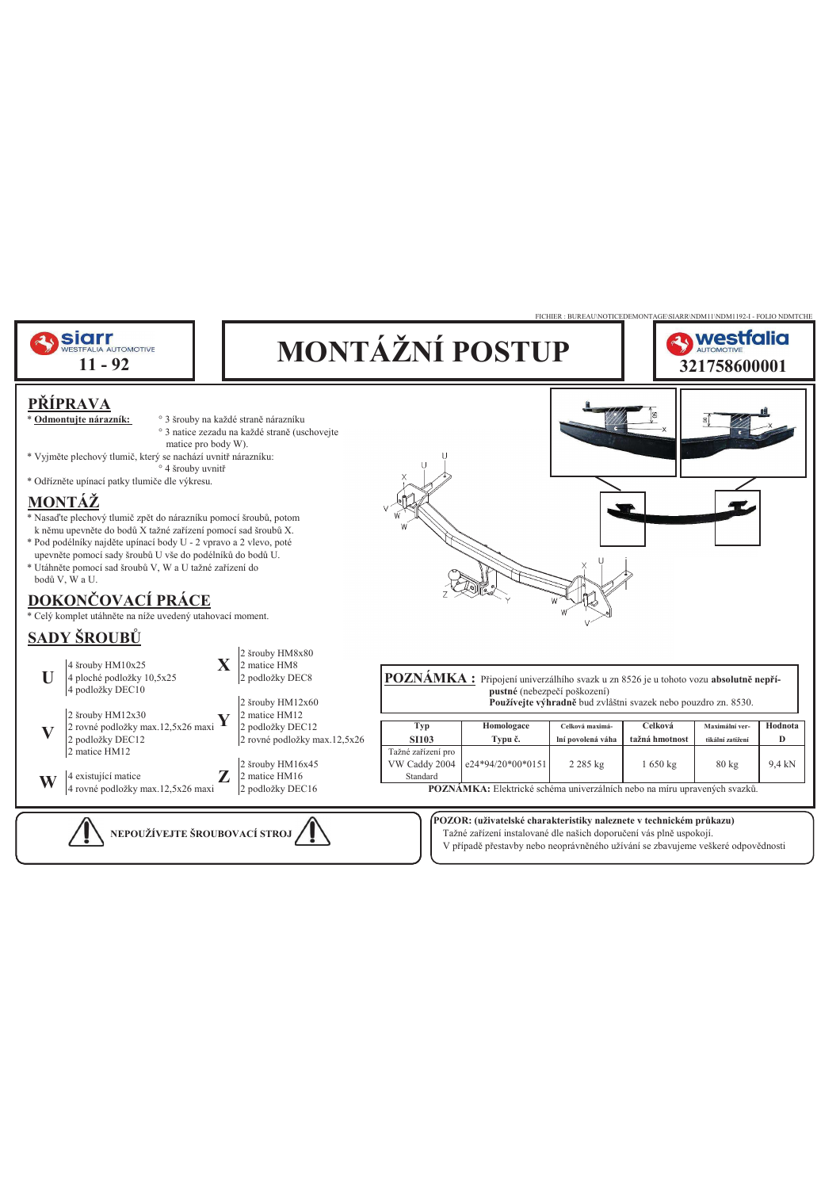FICHIER : BUREAU\NOTICEDEMONTAGE\SIARR\NDM11\NDM1192-I - FOLIO NDMTCHE

siarr WESTFALIA AUTOMOTIVE
**11 - 92**

# MONTÁŽNÍ POSTUP

westfalia AUTOMOTIVE
**321758600001**

## PŘÍPRAVA

* **Odmontujte nárazník:**
  ° 3 šrouby na každé straně nárazníku
  ° 3 matice zezadu na každé straně (uschovejte matice pro body W).
* Vyjměte plechový tlumič, který se nachází uvnitř nárazníku:
  ° 4 šrouby uvnitř
* Odřízněte upínací patky tlumiče dle výkresu.

## MONTÁŽ

* Nasaďte plechový tlumič zpět do nárazníku pomocí šroubů, potom k němu upevněte do bodů X tažné zařízení pomocí sad šroubů X.
* Pod podélníky najděte upínací body U - 2 vpravo a 2 vlevo, poté upevněte pomocí sady šroubů U vše do podélníků do bodů U.
* Utáhněte pomocí sad šroubů V, W a U tažné zařízení do bodů V, W a U.

## DOKONČOVACÍ PRÁCE

* Celý komplet utáhněte na níže uvedený utahovací moment.

## SADY ŠROUBŮ

**U**
4 šrouby HM10x25
4 ploché podložky 10,5x25
4 podložky DEC10

**V**
2 šrouby HM12x30
2 rovné podložky max.12,5x26 maxi
2 podložky DEC12
2 matice HM12

**W**
4 existující matice
4 rovné podložky max.12,5x26 maxi

**X**
2 šrouby HM8x80
2 matice HM8
2 podložky DEC8

**Y**
2 šrouby HM12x60
2 matice HM12
2 podložky DEC12
2 rovné podložky max.12,5x26

**Z**
2 šrouby HM16x45
2 matice HM16
2 podložky DEC16

**POZNÁMKA :** Připojení univerzálního svazku u zn 8526 je u tohoto vozu **absolutně nepřípustné** (nebezpečí poškození)
**Používejte výhradně** bud zvláštní svazek nebo pouzdro zn. 8530.

| Typ SI103 | Homologace Typu č. | Celková maximální povolená váha | Celková tažná hmotnost | Maximální vertikální zatížení | Hodnota D |
|---|---|---|---|---|---|
| Tažné zařízení pro VW Caddy 2004 Standard | e24*94/20*00*0151 | 2 285 kg | 1 650 kg | 80 kg | 9,4 kN |

**POZNÁMKA:** Elektrické schéma univerzálních nebo na míru upravených svazků.

**NEPOUŽÍVEJTE ŠROUBOVACÍ STROJ**

**POZOR: (uživatelské charakteristiky naleznete v technickém průkazu)**
Tažné zařízení instalované dle našich doporučení vás plně uspokojí.
V případě přestavby nebo neoprávněného užívání se zbavujeme veškeré odpovědnosti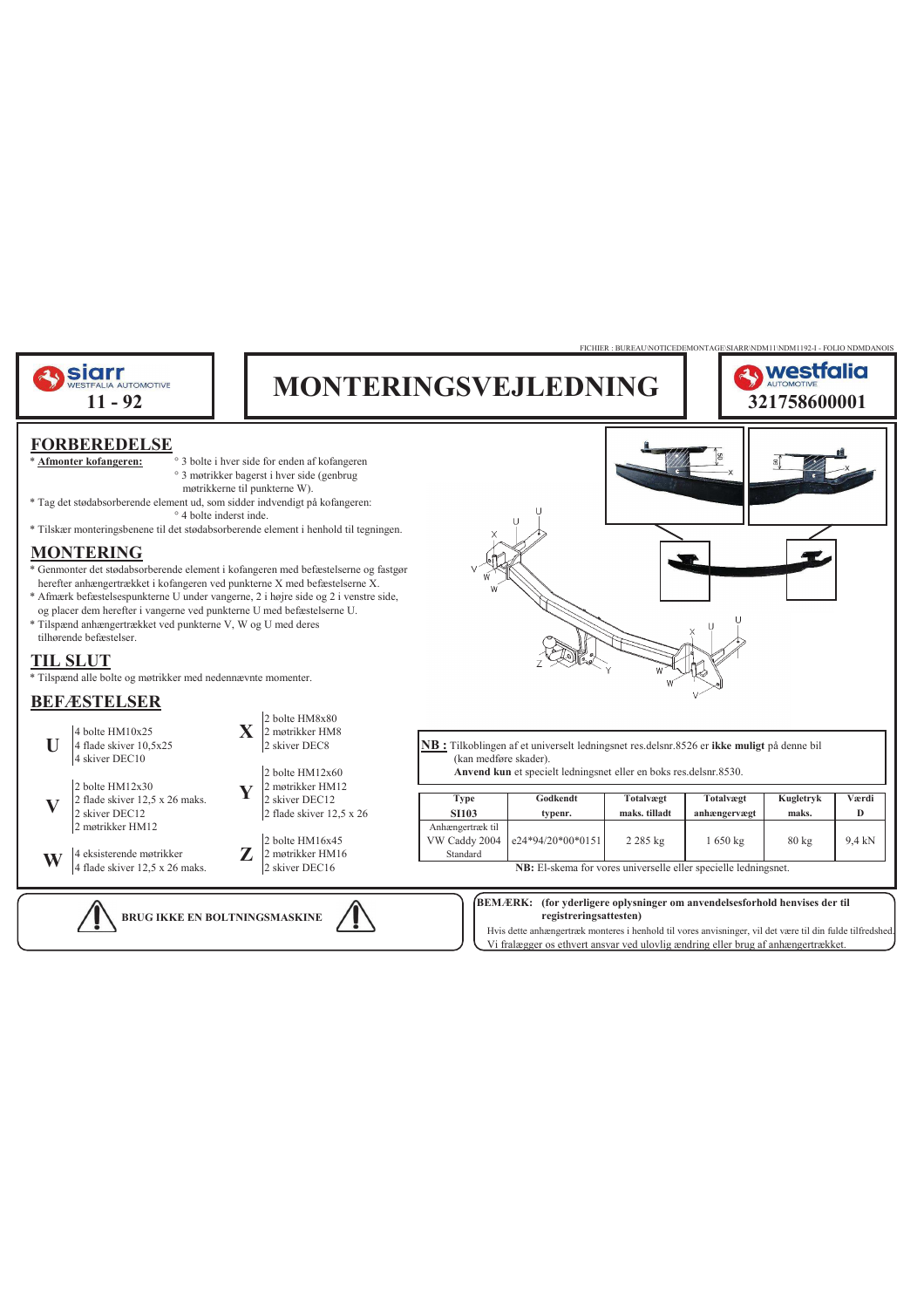FICHIER : BUREAU\NOTICEDEMONTAGE\SIARR\NDM11\NDM1192-I - FOLIO NDMDANOIS

siarr WESTFALIA AUTOMOTIVE **11 - 92**

# MONTERINGSVEJLEDNING

westfalia AUTOMOTIVE **321758600001**

## FORBEREDELSE

* **Afmonter kofangeren:**
  ° 3 bolte i hver side for enden af kofangeren
  ° 3 møtrikker bagerst i hver side (genbrug møtrikkerne til punkterne W).
* Tag det stødabsorberende element ud, som sidder indvendigt på kofangeren:
  ° 4 bolte inderst inde.
* Tilskær monteringsbenene til det stødabsorberende element i henhold til tegningen.

## MONTERING

* Genmonter det stødabsorberende element i kofangeren med befæstelserne og fastgør herefter anhængertrækket i kofangeren ved punkterne X med befæstelserne X.
* Afmærk befæstelsespunkterne U under vangerne, 2 i højre side og 2 i venstre side, og placer dem herefter i vangerne med befæstelserne U.
* Tilspænd anhængertrækket ved punkterne V, W og U med deres tilhørende befæstelser.

## TIL SLUT

* Tilspænd alle bolte og møtrikker med nedennævnte momenter.

## BEFÆSTELSER

**U**
4 bolte HM10x25
4 flade skiver 10,5x25
4 skiver DEC10

**V**
2 bolte HM12x30
2 flade skiver 12,5 x 26 maks.
2 skiver DEC12
2 møtrikker HM12

**W**
4 eksisterende møtrikker
4 flade skiver 12,5 x 26 maks.

**X**
2 bolte HM8x80
2 møtrikker HM8
2 skiver DEC8

**Y**
2 bolte HM12x60
2 møtrikker HM12
2 skiver DEC12
2 flade skiver 12,5 x 26

**Z**
2 bolte HM16x45
2 møtrikker HM16
2 skiver DEC16

**NB :** Tilkoblingen af et universelt ledningsnet res.delsnr.8526 er **ikke muligt** på denne bil (kan medføre skader).
**Anvend kun** et specielt ledningsnet eller en boks res.delsnr.8530.

| Type SI103 | Godkendt typenr. | Totalvægt maks. tilladt | Totalvægt anhængervægt | Kugletryk maks. | Værdi D |
|---|---|---|---|---|---|
| Anhængertræk til VW Caddy 2004 Standard | e24*94/20*00*0151 | 2 285 kg | 1 650 kg | 80 kg | 9,4 kN |

**NB:** El-skema for vores universelle eller specielle ledningsnet.

**BRUG IKKE EN BOLTNINGSMASKINE**

**BEMÆRK: (for yderligere oplysninger om anvendelsesforhold henvises der til registreringsattesten)**

Hvis dette anhængertræk monteres i henhold til vores anvisninger, vil det være til din fulde tilfredshed.
Vi fralægger os ethvert ansvar ved ulovlig ændring eller brug af anhængertrækket.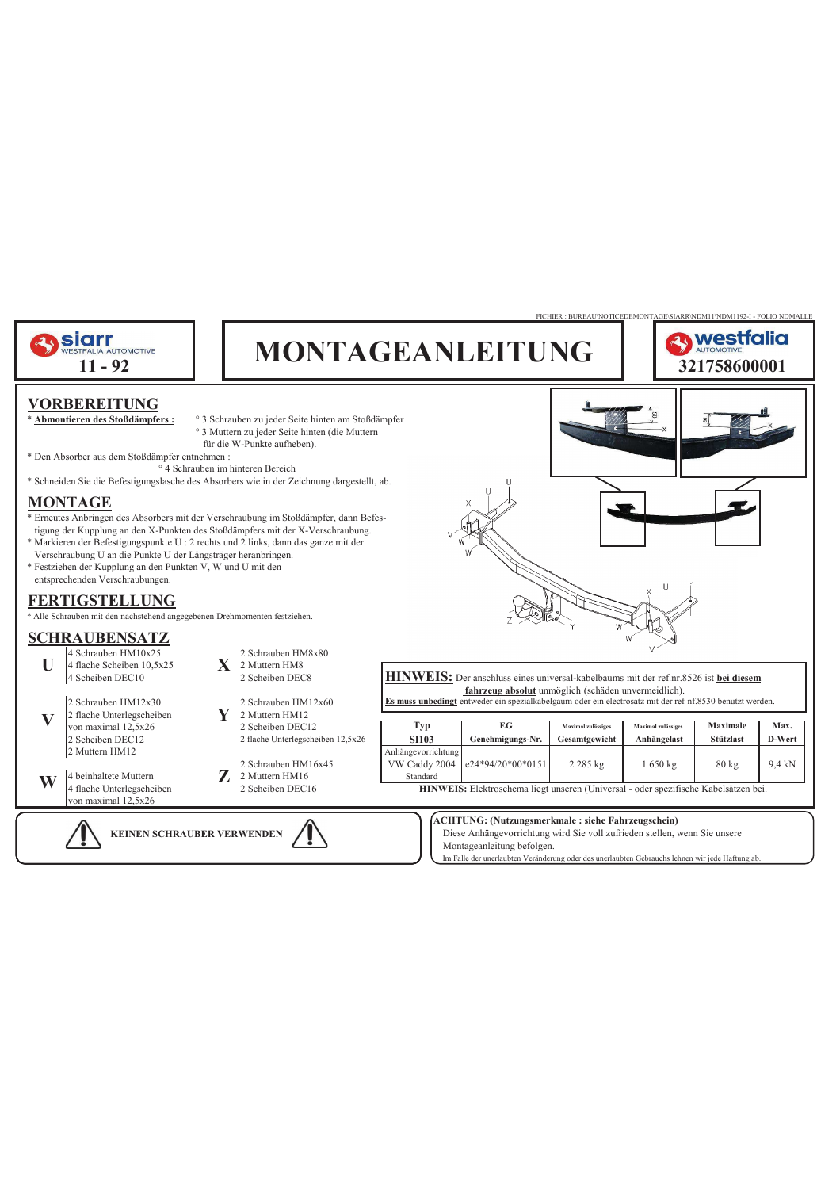FICHIER : BUREAU\NOTICEDEMONTAGE\SIARR\NDM11\NDM1192-I - FOLIO NDMALLE

**siarr** WESTFALIA AUTOMOTIVE
**11 - 92**

# MONTAGEANLEITUNG

**westfalia** AUTOMOTIVE
**321758600001**

## VORBEREITUNG

* **Abmontieren des Stoßdämpfers :**
  ° 3 Schrauben zu jeder Seite hinten am Stoßdämpfer
  ° 3 Muttern zu jeder Seite hinten (die Muttern für die W-Punkte aufheben).
* Den Absorber aus dem Stoßdämpfer entnehmen :
  ° 4 Schrauben im hinteren Bereich
* Schneiden Sie die Befestigungslasche des Absorbers wie in der Zeichnung dargestellt, ab.

## MONTAGE

* Erneutes Anbringen des Absorbers mit der Verschraubung im Stoßdämpfer, dann Befestigung der Kupplung an den X-Punkten des Stoßdämpfers mit der X-Verschraubung.
* Markieren der Befestigungspunkte U : 2 rechts und 2 links, dann das ganze mit der Verschraubung U an die Punkte U der Längsträger heranbringen.
* Festziehen der Kupplung an den Punkten V, W und U mit den entsprechenden Verschraubungen.

## FERTIGSTELLUNG

* Alle Schrauben mit den nachstehend angegebenen Drehmomenten festziehen.

## SCHRAUBENSATZ

**U**
- 4 Schrauben HM10x25
- 4 flache Scheiben 10,5x25
- 4 Scheiben DEC10

**V**
- 2 Schrauben HM12x30
- 2 flache Unterlegscheiben von maximal 12,5x26
- 2 Scheiben DEC12
- 2 Muttern HM12

**W**
- 4 beinhaltete Muttern
- 4 flache Unterlegscheiben von maximal 12,5x26

**X**
- 2 Schrauben HM8x80
- 2 Muttern HM8
- 2 Scheiben DEC8

**Y**
- 2 Schrauben HM12x60
- 2 Muttern HM12
- 2 Scheiben DEC12
- 2 flache Unterlegscheiben 12,5x26

**Z**
- 2 Schrauben HM16x45
- 2 Muttern HM16
- 2 Scheiben DEC16

**HINWEIS:** Der anschluss eines universal-kabelbaums mit der ref.nr.8526 ist **bei diesem fahrzeug absolut** unmöglich (schäden unvermeidlich).
**Es muss unbedingt** entweder ein spezialkabelgaum oder ein electrostatz mit der ref-nf.8530 benutzt werden.

| Typ SI103 | EG Genehmigungs-Nr. | Maximal zulässiges Gesamtgewicht | Maximal zulässiges Anhängelast | Maximale Stützlast | Max. D-Wert |
|---|---|---|---|---|---|
| Anhängevorrichtung VW Caddy 2004 Standard | e24*94/20*00*0151 | 2 285 kg | 1 650 kg | 80 kg | 9,4 kN |

**HINWEIS:** Elektroschema liegt unseren (Universal - oder spezifische Kabelsätzen bei.

**KEINEN SCHRAUBER VERWENDEN**

**ACHTUNG: (Nutzungsmerkmale : siehe Fahrzeugschein)**
Diese Anhängevorrichtung wird Sie voll zufrieden stellen, wenn Sie unsere Montageanleitung befolgen.
Im Falle der unerlaubten Veränderung oder des unerlaubten Gebrauchs lehnen wir jede Haftung ab.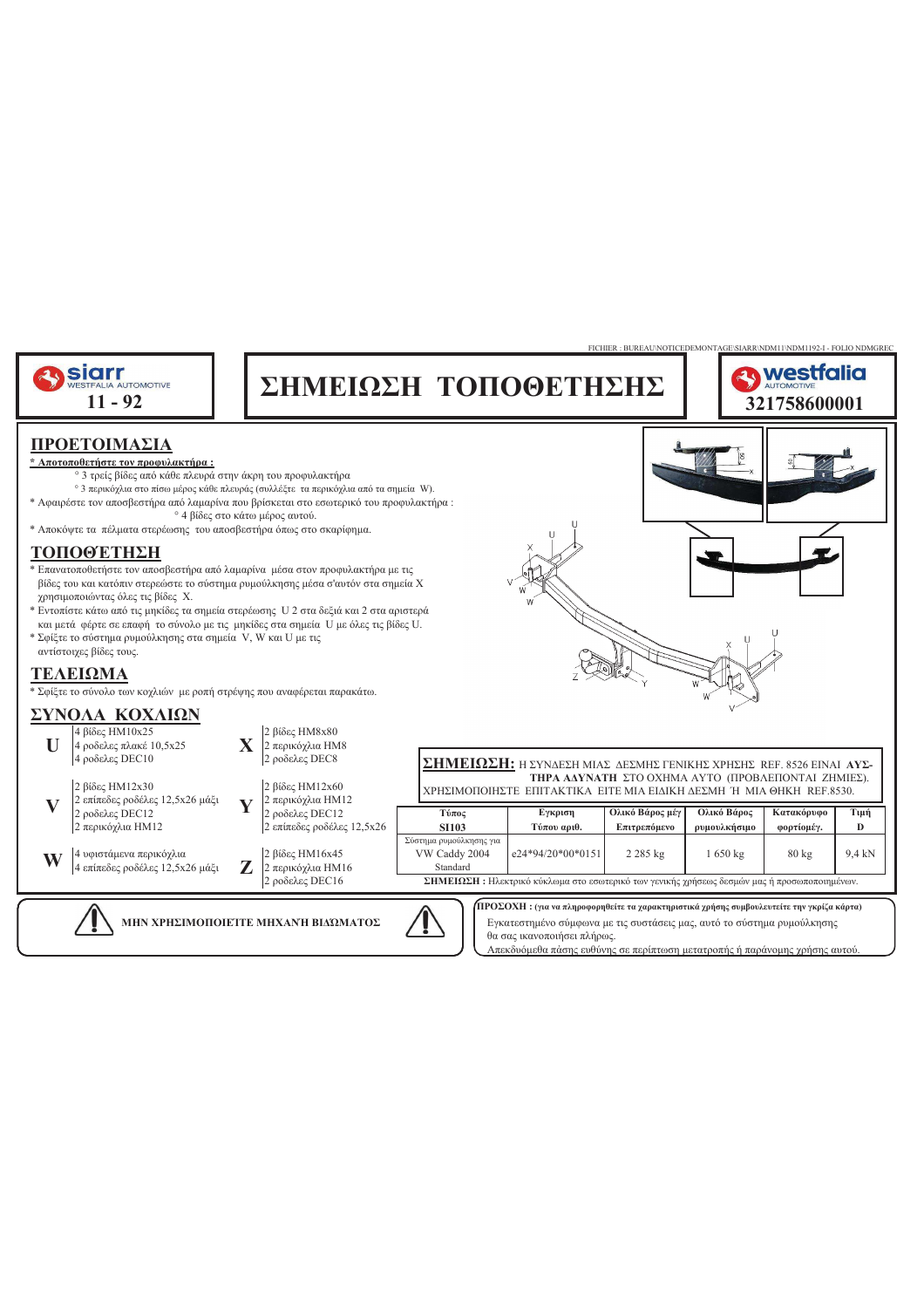FICHIER : BUREAU\NOTICEDEMONTAGE\SIARR\NDM11\NDM1192-I - FOLIO NDMGREC

siarr WESTFALIA AUTOMOTIVE **11 - 92**

# ΣΗΜΕΙΩΣΗ ΤΟΠΟΘΕΤΗΣΗΣ

westfalia AUTOMOTIVE **321758600001**

## ΠΡΟΕΤΟΙΜΑΣΙΑ

**Αποτοποθετήστε τον προφυλακτήρα :**

° 3 τρείς βίδες από κάθε πλευρά στην άκρη του προφυλακτήρα
° 3 περικόχλια στο πίσω μέρος κάθε πλευράς (συλλέξτε τα περικόχλια από τα σημεία W).

* Αφαιρέστε τον αποσβεστήρα από λαμαρίνα που βρίσκεται στο εσωτερικό του προφυλακτήρα :
  ° 4 βίδες στο κάτω μέρος αυτού.
* Αποκόψτε τα πέλματα στερέωσης του αποσβεστήρα όπως στο σκαρίφημα.

## ΤΟΠΟΘΈΤΗΣΗ

* Επανατοποθετήστε τον αποσβεστήρα από λαμαρίνα μέσα στον προφυλακτήρα με τις βίδες του και κατόπιν στερεώστε το σύστημα ρυμούλκησης μέσα σ'αυτόν στα σημεία X χρησιμοποιώντας όλες τις βίδες X.
* Εντοπίστε κάτω από τις μηκίδες τα σημεία στερέωσης U 2 στα δεξιά και 2 στα αριστερά και μετά φέρτε σε επαφή το σύνολο με τις μηκίδες στα σημεία U με όλες τις βίδες U.
* Σφίξτε το σύστημα ρυμούλκησης στα σημεία V, W και U με τις αντίστοιχες βίδες τους.

## ΤΕΛΕΙΩΜΑ

* Σφίξτε το σύνολο των κοχλιών με ροπή στρέψης που αναφέρεται παρακάτω.

## ΣΥΝΟΛΑ ΚΟΧΛΙΩΝ

| | | | |
|---|---|---|---|
| **U** | 4 βίδες HM10x25<br>4 ροδελες πλακέ 10,5x25<br>4 ροδελες DEC10 | **X** | 2 βίδες HM8x80<br>2 περικόχλια HM8<br>2 ροδελες DEC8 |
| **V** | 2 βίδες HM12x30<br>2 επίπεδες ροδέλες 12,5x26 μάξι<br>2 ροδελες DEC12<br>2 περικόχλια HM12 | **Y** | 2 βίδες HM12x60<br>2 περικόχλια HM12<br>2 ροδελες DEC12<br>2 επίπεδες ροδέλες 12,5x26 |
| **W** | 4 υφιστάμενα περικόχλια<br>4 επίπεδες ροδέλες 12,5x26 μάξι | **Z** | 2 βίδες HM16x45<br>2 περικόχλια HM16<br>2 ροδελες DEC16 |

**ΣΗΜΕΙΩΣΗ:** Η ΣΥΝΔΕΣΗ ΜΙΑΣ ΔΕΣΜΗΣ ΓΕΝΙΚΗΣ ΧΡΗΣΗΣ REF. 8526 ΕΙΝΑΙ **ΑΥΣΤΗΡΑ ΑΔΥΝΑΤΗ** ΣΤΟ ΟΧΗΜΑ ΑΥΤΟ (ΠΡΟΒΛΕΠΟΝΤΑΙ ΖΗΜΙΕΣ). ΧΡΗΣΙΜΟΠΟΙΗΣΤΕ ΕΠΙΤΑΚΤΙΚΑ ΕΙΤΕ ΜΙΑ ΕΙΔΙΚΗ ΔΕΣΜΗ Ή ΜΙΑ ΘΗΚΗ REF.8530.

| Τύπος SI103 | Εγκριση Τύπου αριθ. | Ολικό Βάρος μέγ Επιτρεπόμενο | Ολικό Βάρος ρυμουλκήσιμο | Κατακόρυφο φορτίομέγ. | Τιμή D |
|---|---|---|---|---|---|
| Σύστημα ρυμούλκησης για VW Caddy 2004 Standard | e24*94/20*00*0151 | 2 285 kg | 1 650 kg | 80 kg | 9,4 kN |

**ΣΗΜΕΙΩΣΗ :** Ηλεκτρικό κύκλωμα στο εσωτερικό των γενικής χρήσεως δεσμών μας ή προσωποποιημένων.

**ΜΗΝ ΧΡΗΣΙΜΟΠΟΙΕΙΤΕ ΜΗΧΑΝΗ ΒΙΔΩΜΑΤΟΣ**

**ΠΡΟΣΟΧΗ : (για να πληροφορηθείτε τα χαρακτηριστικά χρήσης συμβουλευτείτε την γκρίζα κάρτα)**

Εγκατεστημένο σύμφωνα με τις συστάσεις μας, αυτό το σύστημα ρυμούλκησης θα σας ικανοποιήσει πλήρως.
Απεκδυόμεθα πάσης ευθύνης σε περίπτωση μετατροπής ή παράνομης χρήσης αυτού.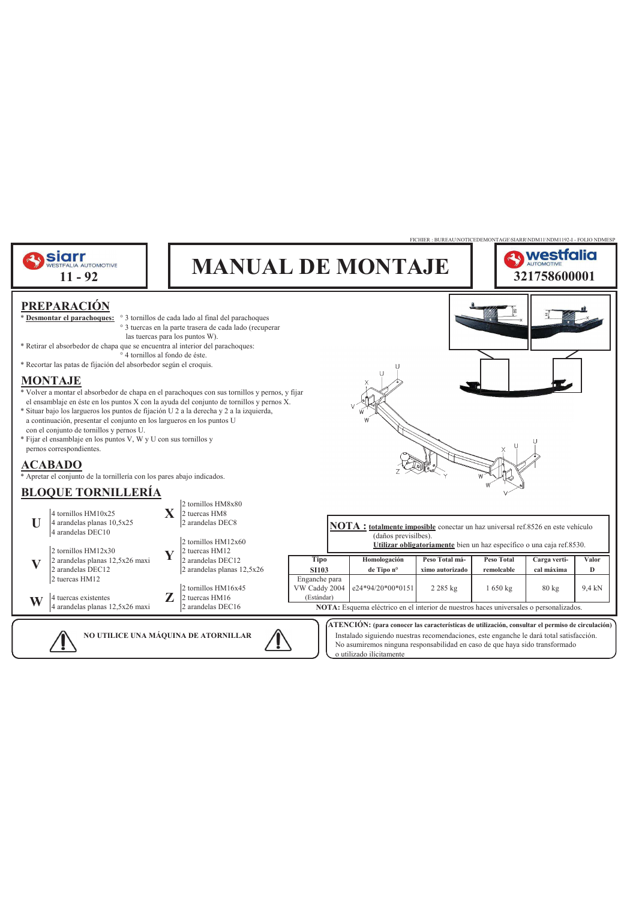siarr WESTFALIA AUTOMOTIVE
**11 - 92**

# MANUAL DE MONTAJE

westfalia AUTOMOTIVE
**321758600001**

## PREPARACIÓN

* **Desmontar el parachoques:** ° 3 tornillos de cada lado al final del parachoques
  ° 3 tuercas en la parte trasera de cada lado (recuperar las tuercas para los puntos W).
* Retirar el absorbedor de chapa que se encuentra al interior del parachoques:
  ° 4 tornillos al fondo de éste.
* Recortar las patas de fijación del absorbedor según el croquis.

## MONTAJE

* Volver a montar el absorbedor de chapa en el parachoques con sus tornillos y pernos, y fijar el ensamblaje en éste en los puntos X con la ayuda del conjunto de tornillos y pernos X.
* Situar bajo los largueros los puntos de fijación U 2 a la derecha y 2 a la izquierda, a continuación, presentar el conjunto en los largueros en los puntos U con el conjunto de tornillos y pernos U.
* Fijar el ensamblaje en los puntos V, W y U con sus tornillos y pernos correspondientes.

## ACABADO

* Apretar el conjunto de la tornillería con los pares abajo indicados.

## BLOQUE TORNILLERÍA

**U**
4 tornillos HM10x25
4 arandelas planas 10,5x25
4 arandelas DEC10

**V**
2 tornillos HM12x30
2 arandelas planas 12,5x26 maxi
2 arandelas DEC12
2 tuercas HM12

**W**
4 tuercas existentes
4 arandelas planas 12,5x26 maxi

**X**
2 tornillos HM8x80
2 tuercas HM8
2 arandelas DEC8

**Y**
2 tornillos HM12x60
2 tuercas HM12
2 arandelas DEC12
2 arandelas planas 12,5x26

**Z**
2 tornillos HM16x45
2 tuercas HM16
2 arandelas DEC16

**NOTA :** <u>**totalmente imposible**</u> conectar un haz universal ref.8526 en este vehículo (daños previsilbes).
<u>**Utilizar obligatoriamente**</u> bien un haz específico o una caja ref.8530.

| Tipo SI103 | Homologación de Tipo n° | Peso Total máximo autorizado | Peso Total remolcable | Carga vertical máxima | Valor D |
|---|---|---|---|---|---|
| Enganche para VW Caddy 2004 (Estándar) | e24*94/20*00*0151 | 2 285 kg | 1 650 kg | 80 kg | 9,4 kN |

**NOTA:** Esquema eléctrico en el interior de nuestros haces universales o personalizados.

**NO UTILICE UNA MÁQUINA DE ATORNILLAR**

**ATENCIÓN: (para conocer las características de utilización, consultar el permiso de circulación)**
Instalado siguiendo nuestras recomendaciones, este enganche le dará total satisfacción.
No asumiremos ninguna responsabilidad en caso de que haya sido transformado o utilizado ilícitamente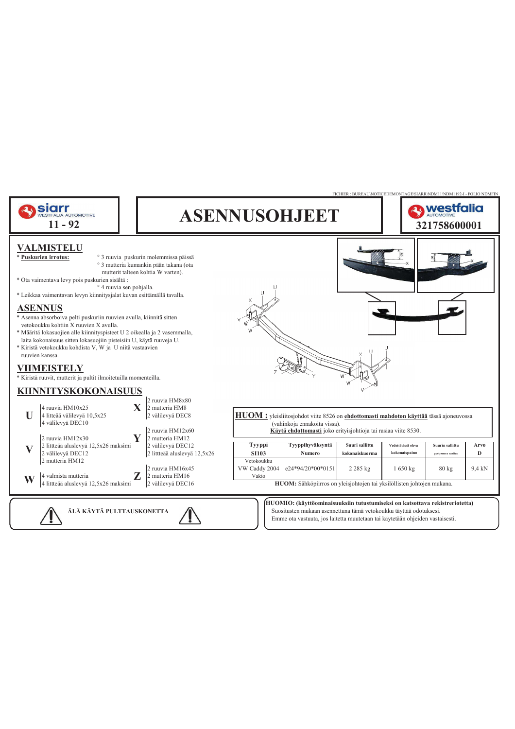FICHIER : BUREAU\NOTICEDEMONTAGE\SIARR\NDM11\NDM1192-I - FOLIO NDMFIN

siarr WESTFALIA AUTOMOTIVE
**11 - 92**

# ASENNUSOHJEET

westfalia AUTOMOTIVE
**321758600001**

## VALMISTELU

* **Puskurien irrotus:**
  ° 3 ruuvia puskurin molemmissa päissä
  ° 3 mutteria kumankin pään takana (ota mutterit talteen kohtia W varten).
* Ota vaimentava levy pois puskurien sisältä :
  ° 4 ruuvia sen pohjalla.
* Leikkaa vaimentavan levyn kiinnitysjalat kuvan esittämällä tavalla.

## ASENNUS

* Asenna absorboiva pelti puskuriin ruuvien avulla, kiinnitä sitten vetokoukku kohtiin X ruuvien X avulla.
* Määritä lokasuojien alle kiinnityspisteet U 2 oikealla ja 2 vasemmalla, laita kokonaisuojien sitten lokasuojiin pisteisiin U, käytä ruuveja U.
* Kiristä vetokoukku kohdista V, W ja U niitä vastaavien ruuvien kanssa.

## VIIMEISTELY

* Kiristä ruuvit, mutterit ja pultit ilmoitetuilla momenteilla.

## KIINNITYSKOKONAISUUS

**U**
- 4 ruuvia HM10x25
- 4 litteää välilevyä 10,5x25
- 4 välilevyä DEC10

**V**
- 2 ruuvia HM12x30
- 2 littteää aluslevyä 12,5x26 maksimi
- 2 välilevyä DEC12
- 2 mutteria HM12

**W**
- 4 valmista mutteria
- 4 littteää aluslevyä 12,5x26 maksimi

**X**
- 2 ruuvia HM8x80
- 2 mutteria HM8
- 2 välilevyä DEC8

**Y**
- 2 ruuvia HM12x60
- 2 mutteria HM12
- 2 välilevyä DEC12
- 2 littteää aluslevyä 12,5x26

**Z**
- 2 ruuvia HM16x45
- 2 mutteria HM16
- 2 välilevyä DEC16

**HUOM :** yleisliitosjohdot viite 8526 on **ehdottomasti mahdoton käyttää** tässä ajoneuvossa (vahinkoja ennakoita vissa).
**Käytä ehdottomasti** joko erityisjohtioja tai rasiaa viite 8530.

| Tyyppi SI103 | Tyyppihyväksyntä Numero | Suuri sallittu kokonaiskuorma | Vedettävissä oleva kokonaispaino | Suurin sallittu pystysuora rasitus | Arvo D |
|---|---|---|---|---|---|
| Vetokoukku VW Caddy 2004 Vakio | e24*94/20*00*0151 | 2 285 kg | 1 650 kg | 80 kg | 9,4 kN |

**HUOM:** Sähköpiirros on yleisjohtojen tai yksilöllisten johtojen mukana.

ÄLÄ KÄYTÄ PULTTAUSKONETTA

**HUOMIO: (käyttöominaisuuksiin tutustumiseksi on katsottava rekisteriotetta)**
Suositusten mukaan asennettuna tämä vetokoukku täyttää odotuksesi.
Emme ota vastuuta, jos laitetta muutetaan tai käytetään ohjeiden vastaisesti.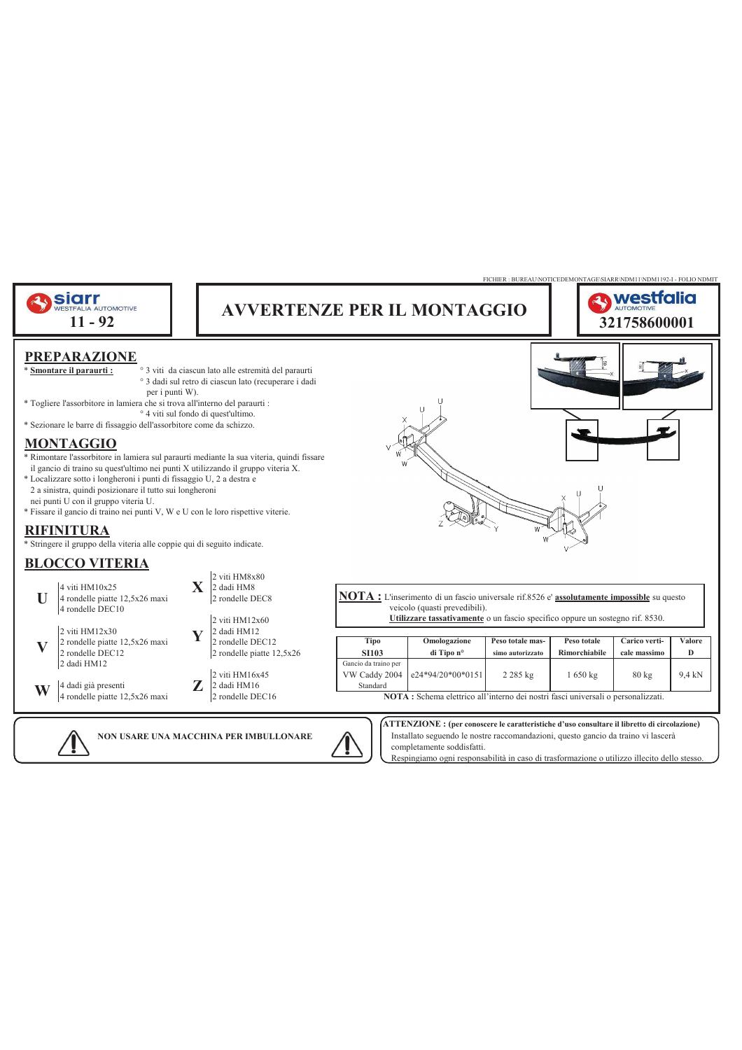FICHIER : BUREAU\NOTICEDEMONTAGE\SIARR\NDM11\NDM1192-I - FOLIO NDMIT

siarr WESTFALIA AUTOMOTIVE
**11 - 92**

# AVVERTENZE PER IL MONTAGGIO

westfalia AUTOMOTIVE
**321758600001**

## PREPARAZIONE

* **Smontare il paraurti :**
  ° 3 viti da ciascun lato alle estremità del paraurti
  ° 3 dadi sul retro di ciascun lato (recuperare i dadi per i punti W).
* Togliere l'assorbitore in lamiera che si trova all'interno del paraurti :
  ° 4 viti sul fondo di quest'ultimo.
* Sezionare le barre di fissaggio dell'assorbitore come da schizzo.

## MONTAGGIO

* Rimontare l'assorbitore in lamiera sul paraurti mediante la sua viteria, quindi fissare il gancio di traino su quest'ultimo nei punti X utilizzando il gruppo viteria X.
* Localizzare sotto i longheroni i punti di fissaggio U, 2 a sinistra, 2 a destra e 2 a sinistra, quindi posizionare il tutto sui longheroni nei punti U con il gruppo viteria U.
* Fissare il gancio di traino nei punti V, W e U con le loro rispettive viterie.

## RIFINITURA

* Stringere il gruppo della viteria alle coppie qui di seguito indicate.

## BLOCCO VITERIA

**U**
- 4 viti HM10x25
- 4 rondelle piatte 12,5x26 maxi
- 4 rondelle DEC10

**V**
- 2 viti HM12x30
- 2 rondelle piatte 12,5x26 maxi
- 2 rondelle DEC12
- 2 dadi HM12

**W**
- 4 dadi già presenti
- 4 rondelle piatte 12,5x26 maxi

**X**
- 2 viti HM8x80
- 2 dadi HM8
- 2 rondelle DEC8

**Y**
- 2 viti HM12x60
- 2 dadi HM12
- 2 rondelle DEC12
- 2 rondelle piatte 12,5x26

**Z**
- 2 viti HM16x45
- 2 dadi HM16
- 2 rondelle DEC16

**NOTA :** L'inserimento di un fascio universale rif.8526 e' **assolutamente impossible** su questo veicolo (quasti prevedibili).
**Utilizzare tassativamente** o un fascio specifico oppure un sostegno rif. 8530.

| Tipo SI103 | Omologazione di Tipo n° | Peso totale massimo autorizzato | Peso totale Rimorchiabile | Carico verticale massimo | Valore D |
|---|---|---|---|---|---|
| Gancio da traino per VW Caddy 2004 Standard | e24*94/20*00*0151 | 2 285 kg | 1 650 kg | 80 kg | 9,4 kN |

**NOTA :** Schema elettrico all'interno dei nostri fasci universali o personalizzati.

**NON USARE UNA MACCHINA PER IMBULLONARE**

**ATTENZIONE : (per conoscere le caratteristiche d'uso consultare il libretto di circolazione)**
Installato seguendo le nostre raccomandazioni, questo gancio da traino vi lascerà completamente soddisfatti.
Respingiamo ogni responsabilità in caso di trasformazione o utilizzo illecito dello stesso.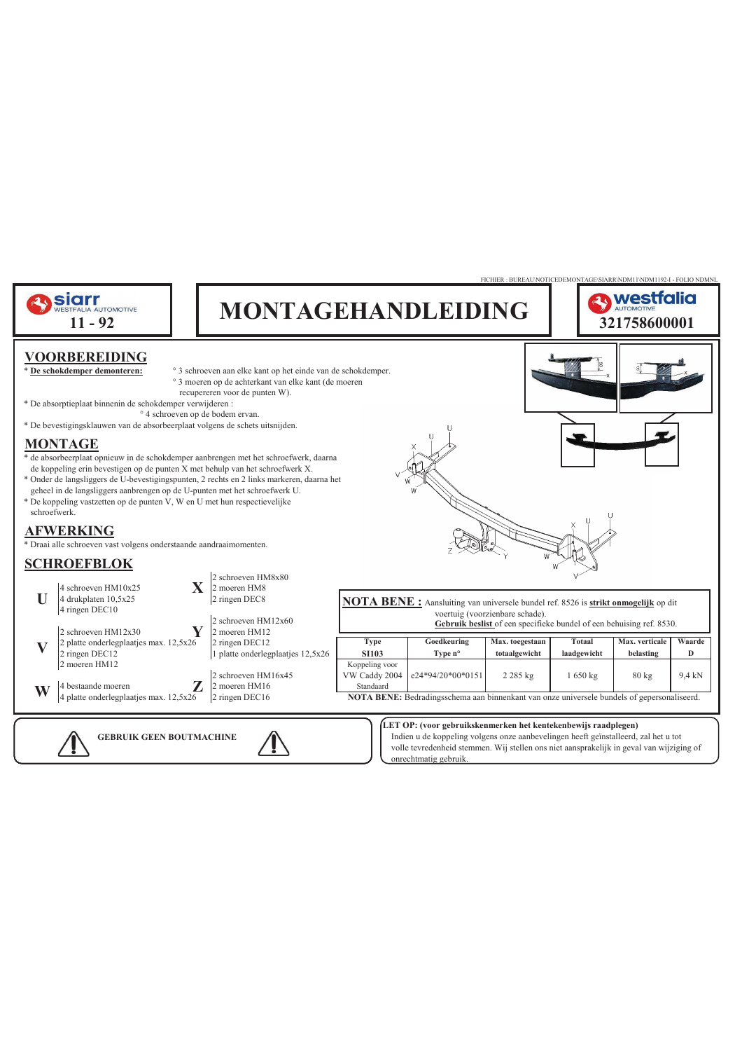FICHIER : BUREAU\NOTICEDEMONTAGE\SIARR\NDM11\NDM1192-I - FOLIO NDMNL

siarr WESTFALIA AUTOMOTIVE **11 - 92**

# MONTAGEHANDLEIDING

westfalia AUTOMOTIVE **321758600001**

## VOORBEREIDING

* **De schokdemper demonteren:**
  ° 3 schroeven aan elke kant op het einde van de schokdemper.
  ° 3 moeren op de achterkant van elke kant (de moeren recupereren voor de punten W).
* De absorptieplaat binnenin de schokdemper verwijderen :
  ° 4 schroeven op de bodem ervan.
* De bevestigingsklauwen van de absorbeerplaat volgens de schets uitsnijden.

## MONTAGE

* de absorbeerplaat opnieuw in de schokdemper aanbrengen met het schroefwerk, daarna de koppeling erin bevestigen op de punten X met behulp van het schroefwerk X.
* Onder de langsliggers de U-bevestigingspunten, 2 rechts en 2 links markeren, daarna het geheel in de langsliggers aanbrengen op de U-punten met het schroefwerk U.
* De koppeling vastzetten op de punten V, W en U met hun respectievelijke schroefwerk.

## AFWERKING

* Draai alle schroeven vast volgens onderstaande aandraaimomenten.

## SCHROEFBLOK

**U**
- 4 schroeven HM10x25
- 4 drukplaten 10,5x25
- 4 ringen DEC10

**V**
- 2 schroeven HM12x30
- 2 platte onderlegplaatjes max. 12,5x26
- 2 ringen DEC12
- 2 moeren HM12

**W**
- 4 bestaande moeren
- 4 platte onderlegplaatjes max. 12,5x26

**X**
- 2 schroeven HM8x80
- 2 moeren HM8
- 2 ringen DEC8

**Y**
- 2 schroeven HM12x60
- 2 moeren HM12
- 2 ringen DEC12
- 1 platte onderlegplaatjes 12,5x26

**Z**
- 2 schroeven HM16x45
- 2 moeren HM16
- 2 ringen DEC16

**NOTA BENE :** Aansluiting van universele bundel ref. 8526 is **strikt onmogelijk** op dit voertuig (voorzienbare schade).
**Gebruik beslist** of een specifieke bundel of een behuising ref. 8530.

| Type SI103 | Goedkeuring Type n° | Max. toegestaan totaalgewicht | Totaal laadgewicht | Max. verticale belasting | Waarde D |
|---|---|---|---|---|---|
| Koppeling voor VW Caddy 2004 Standaard | e24*94/20*00*0151 | 2 285 kg | 1 650 kg | 80 kg | 9,4 kN |

**NOTA BENE:** Bedradingsschema aan binnenkant van onze universele bundels of gepersonaliseerd.

**GEBRUIK GEEN BOUTMACHINE**

**LET OP: (voor gebruikskenmerken het kentekenbewijs raadplegen)**
Indien u de koppeling volgens onze aanbevelingen heeft geïnstalleerd, zal het u tot volle tevredenheid stemmen. Wij stellen ons niet aansprakelijk in geval van wijziging of onrechtmatig gebruik.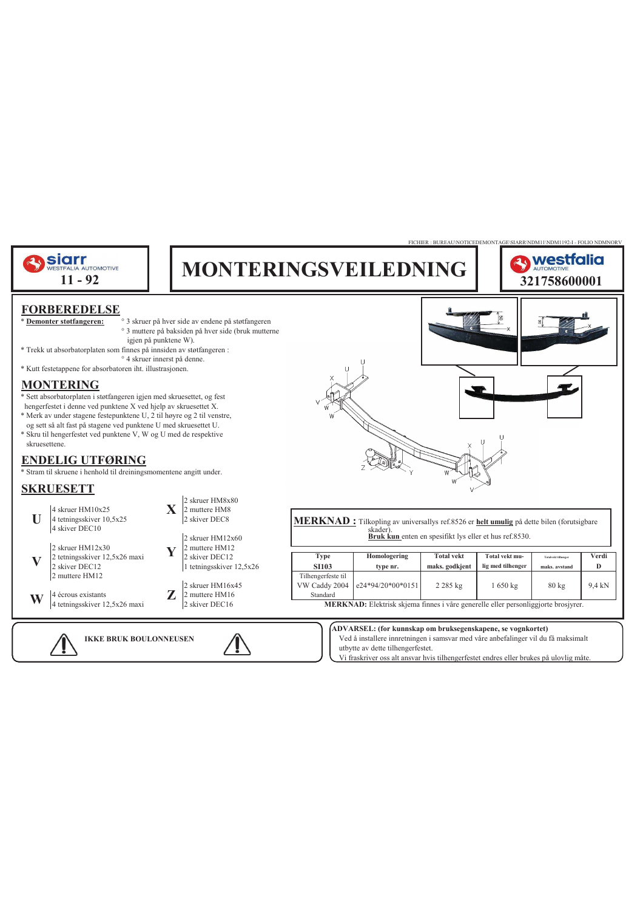siarr WESTFALIA AUTOMOTIVE
**11 - 92**

# MONTERINGSVEILEDNING

westfalia AUTOMOTIVE
**321758600001**

## FORBEREDELSE

* **Demonter støtfangeren:**
  ° 3 skruer på hver side av endene på støtfangeren
  ° 3 muttere på baksiden på hver side (bruk mutterne igjen på punktene W).
* Trekk ut absorbatorplaten som finnes på innsiden av støtfangeren :
  ° 4 skruer innerst på denne.
* Kutt festetappene for absorbatoren iht. illustrasjonen.

## MONTERING

* Sett absorbatorplaten i støtfangeren igjen med skruesettet, og fest hengerfestet i denne ved punktene X ved hjelp av skruesettet X.
* Merk av under stagene festepunktene U, 2 til høyre og 2 til venstre, og sett så alt fast på stagene ved punktene U med skruesettet U.
* Skru til hengerfestet ved punktene V, W og U med de respektive skruesettene.

## ENDELIG UTFØRING

* Stram til skruene i henhold til dreiningsmomentene angitt under.

## SKRUESETT

**U**
- 4 skruer HM10x25
- 4 tetningsskiver 10,5x25
- 4 skiver DEC10

**V**
- 2 skruer HM12x30
- 2 tetningsskiver 12,5x26 maxi
- 2 skiver DEC12
- 2 muttere HM12

**W**
- 4 écrous existants
- 4 tetningsskiver 12,5x26 maxi

**X**
- 2 skruer HM8x80
- 2 muttere HM8
- 2 skiver DEC8

**Y**
- 2 skruer HM12x60
- 2 muttere HM12
- 2 skiver DEC12
- 1 tetningsskiver 12,5x26

**Z**
- 2 skruer HM16x45
- 2 muttere HM16
- 2 skiver DEC16

**MERKNAD :** Tilkopling av universallys ref.8526 er **helt umulig** på dette bilen (forutsigbare skader).
**Bruk kun** enten en spesifikt lys eller et hus ref.8530.

| Type SI103 | Homologering type nr. | Total vekt maks. godkjent | Total vekt mulig med tilhenger | Totalvekt tilhenger maks. avstand | Verdi D |
|---|---|---|---|---|---|
| Tilhengerfeste til VW Caddy 2004 Standard | e24*94/20*00*0151 | 2 285 kg | 1 650 kg | 80 kg | 9,4 kN |

**MERKNAD:** Elektrisk skjema finnes i våre generelle eller personliggjorte brosjyrer.

**IKKE BRUK BOULONNEUSEN**

**ADVARSEL: (for kunnskap om bruksegenskapene, se vognkortet)**
Ved å installere innretningen i samsvar med våre anbefalinger vil du få maksimalt utbytte av dette tilhengerfestet.
Vi fraskriver oss alt ansvar hvis tilhengerfestet endres eller brukes på ulovlig måte.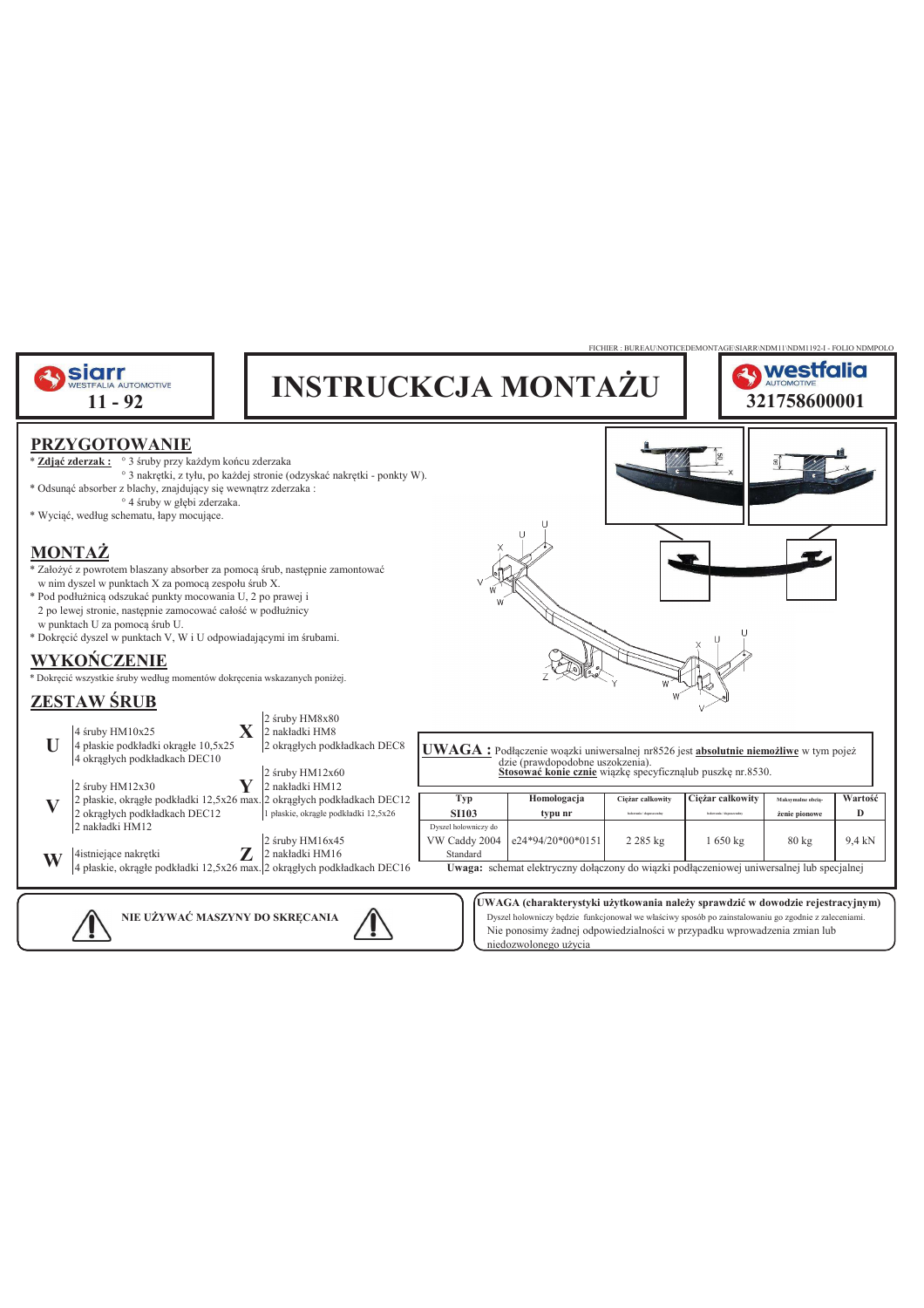FICHIER : BUREAU\NOTICEDEMONTAGE\SIARR\NDM11\NDM1192-I - FOLIO NDMPOLO

siarr WESTFALIA AUTOMOTIVE
**11 - 92**

# INSTRUCKCJA MONTAŻU

westfalia AUTOMOTIVE
**321758600001**

## PRZYGOTOWANIE

* **Zdjąć zderzak :** ° 3 śruby przy każdym końcu zderzaka
  ° 3 nakrętki, z tyłu, po każdej stronie (odzyskać nakrętki - ponkty W).
* Odsunąć absorber z blachy, znajdujący się wewnątrz zderzaka :
  ° 4 śruby w głębi zderzaka.
* Wyciąć, według schematu, łapy mocujące.

## MONTAŻ

* Założyć z powrotem blaszany absorber za pomocą śrub, następnie zamontować w nim dyszel w punktach X za pomocą zespołu śrub X.
* Pod podłużnicą odszukać punkty mocowania U, 2 po prawej i 2 po lewej stronie, następnie zamocować całość w podłużnicy w punktach U za pomocą śrub U.
* Dokręcić dyszel w punktach V, W i U odpowiadającymi im śrubami.

## WYKOŃCZENIE

* Dokręcić wszystkie śruby według momentów dokręcenia wskazanych poniżej.

## ZESTAW ŚRUB

**U**
4 śruby HM10x25
4 płaskie podkładki okrągłe 10,5x25
4 okrągłych podkładkach DEC10

**V**
2 śruby HM12x30
2 płaskie, okrągłe podkładki 12,5x26 max.
2 okrągłych podkładkach DEC12
2 nakładki HM12

**W**
4istniejące nakrętki
4 płaskie podkładki okrągłe 12,5x26 max.

**X**
2 śruby HM8x80
2 nakładki HM8
2 okrągłych podkładkach DEC8

**Y**
2 śruby HM12x60
2 nakładki HM12
2 okrągłych podkładkach DEC12
1 płaskie, okrągłe podkładki 12,5x26

**Z**
2 śruby HM16x45
2 nakładki HM16
2 okrągłych podkładkach DEC16

**UWAGA :** Podłączenie woązki uniwersalnej nr8526 jest **absolutnie niemożliwe** w tym pojeździe (prawdopodobne uszkozenia).
**Stosować konie cznie** wiązkę specyficznąlub puszkę nr.8530.

| Typ SI103 | Homologacja typu nr | Ciężar całkowity | Ciężar całkowity | Maksymalne obciążenie pionowe | Wartość D |
|---|---|---|---|---|---|
| Dyszel holowniczy do VW Caddy 2004 Standard | e24*94/20*00*0151 | 2 285 kg | 1 650 kg | 80 kg | 9,4 kN |

**Uwaga:** schemat elektryczny dołączony do wiązki podłączeniowej uniwersalnej lub specjalnej

NIE UŻYWAĆ MASZYNY DO SKRĘCANIA

**UWAGA (charakterystyki użytkowania należy sprawdzić w dowodzie rejestracyjnym)**
Dyszel holowniczy będzie funkcjonował we właściwy sposób po zainstalowaniu go zgodnie z zaleceniami.
Nie ponosimy żadnej odpowiedzialności w przypadku wprowadzenia zmian lub niedozwolonego użycia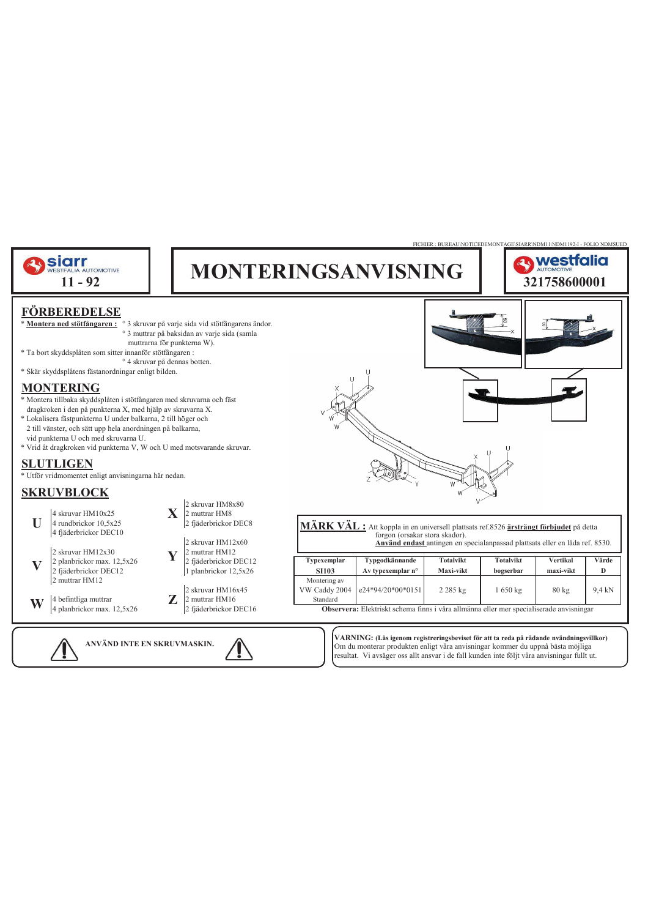FICHIER : BUREAU\NOTICEDEMONTAGE\SIARR\NDM11\NDM1192-I - FOLIO NDMSUED

siarr WESTFALIA AUTOMOTIVE **11 - 92**

# MONTERINGSANVISNING

westfalia AUTOMOTIVE **321758600001**

## FÖRBEREDELSE

* **Montera ned stötfångaren :** ° 3 skruvar på varje sida vid stötfångarens ändor.
  ° 3 muttrar på baksidan av varje sida (samla muttrarna för punkterna W).
* Ta bort skyddsplåten som sitter innanför stötfångaren :
  ° 4 skruvar på dennas botten.
* Skär skyddsplåtens fästanordningar enligt bilden.

## MONTERING

* Montera tillbaka skyddsplåten i stötfångaren med skruvarna och fäst dragkroken i den på punkterna X, med hjälp av skruvarna X.
* Lokalisera fästpunkterna U under balkarna, 2 till höger och 2 till vänster, och sätt upp hela anordningen på balkarna, vid punkterna U och med skruvarna U.
* Vrid åt dragkroken vid punkterna V, W och U med motsvarande skruvar.

## SLUTLIGEN

* Utför vridmomentet enligt anvisningarna här nedan.

## SKRUVBLOCK

**U**
- 4 skruvar HM10x25
- 4 rundbrickor 10,5x25
- 4 fjäderbrickor DEC10

**V**
- 2 skruvar HM12x30
- 2 planbrickor max. 12,5x26
- 2 fjäderbrickor DEC12
- 2 muttrar HM12

**W**
- 4 befintliga muttrar
- 4 planbrickor max. 12,5x26

**X**
- 2 skruvar HM8x80
- 2 muttrar HM8
- 2 fjäderbrickor DEC8

**Y**
- 2 skruvar HM12x60
- 2 muttrar HM12
- 2 fjäderbrickor DEC12
- 1 planbricka 12,5x26

**Z**
- 2 skruvar HM16x45
- 2 muttrar HM16
- 2 fjäderbrickor DEC16

**MÄRK VÄL :** Att koppla in en universell plattsats ref.8526 **ärsträngt förbjudet** på detta forgon (orsakar stora skador).
**Använd endast** antingen en specialanpassad plattsats eller en låda ref. 8530.

| Typexemplar SI103 | Typgodkännande Av typexemplar n° | Totalvikt Maxi-vikt | Totalvikt bogserbar | Vertikal maxi-vikt | Värde D |
|---|---|---|---|---|---|
| Montering av VW Caddy 2004 Standard | e24*94/20*00*0151 | 2 285 kg | 1 650 kg | 80 kg | 9,4 kN |

**Observera:** Elektriskt schema finns i våra allmänna eller mer specialiserade anvisningar

**ANVÄND INTE EN SKRUVMASKIN.**

**VARNING: (Läs igenom registreringsbeviset för att ta reda på rådande nvändningsvillkor)**
Om du monterar produkten enligt våra anvisningar kommer du uppnå bästa möjliga resultat. Vi avsäger oss allt ansvar i de fall kunden inte följt våra anvisningar fullt ut.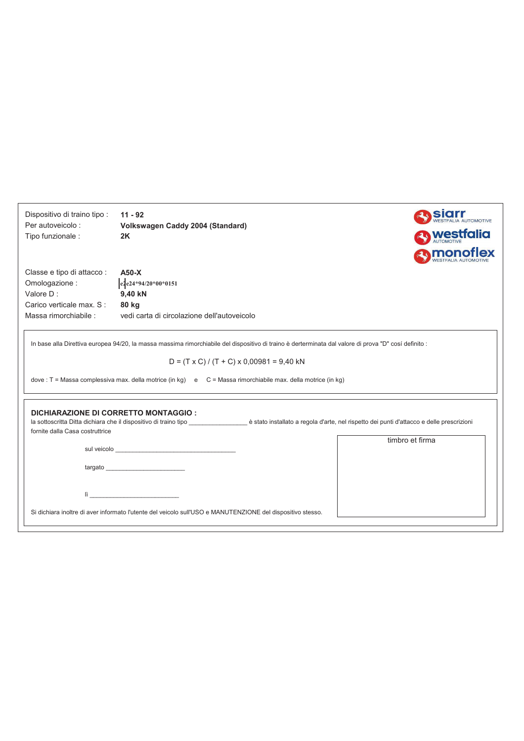| | |
|---|---|
| Dispositivo di traino tipo : | **11 - 92** |
| Per autoveicolo : | **Volkswagen Caddy 2004 (Standard)** |
| Tipo funzionale : | **2K** |

siarr WESTFALIA AUTOMOTIVE
westfalia AUTOMOTIVE
monoflex WESTFALIA AUTOMOTIVE

| | |
|---|---|
| Classe e tipo di attacco : | **A50-X** |
| Omologazione : | **e2e24*94/20*00*0151** |
| Valore D : | **9,40 kN** |
| Carico verticale max. S : | **80 kg** |
| Massa rimorchiabile : | vedi carta di circolazione dell'autoveicolo |

In base alla Direttiva europea 94/20, la massa massima rimorchiabile del dispositivo di traino è derterminata dal valore di prova "D" cosí definito :

$$D = (T \times C) / (T + C) \times 0{,}00981 = 9{,}40 \text{ kN}$$

dove : T = Massa complessiva max. della motrice (in kg) e C = Massa rimorchiabile max. della motrice (in kg)

**DICHIARAZIONE DI CORRETTO MONTAGGIO :**

la sottoscritta Ditta dichiara che il dispositivo di traino tipo ________________ è stato installato a regola d'arte, nel rispetto dei punti d'attacco e delle prescrizioni fornite dalla Casa costruttrice

sul veicolo __________________________________

targato _______________________

lì _________________________

timbro et firma

Si dichiara inoltre di aver informato l'utente del veicolo sull'USO e MANUTENZIONE del dispositivo stesso.